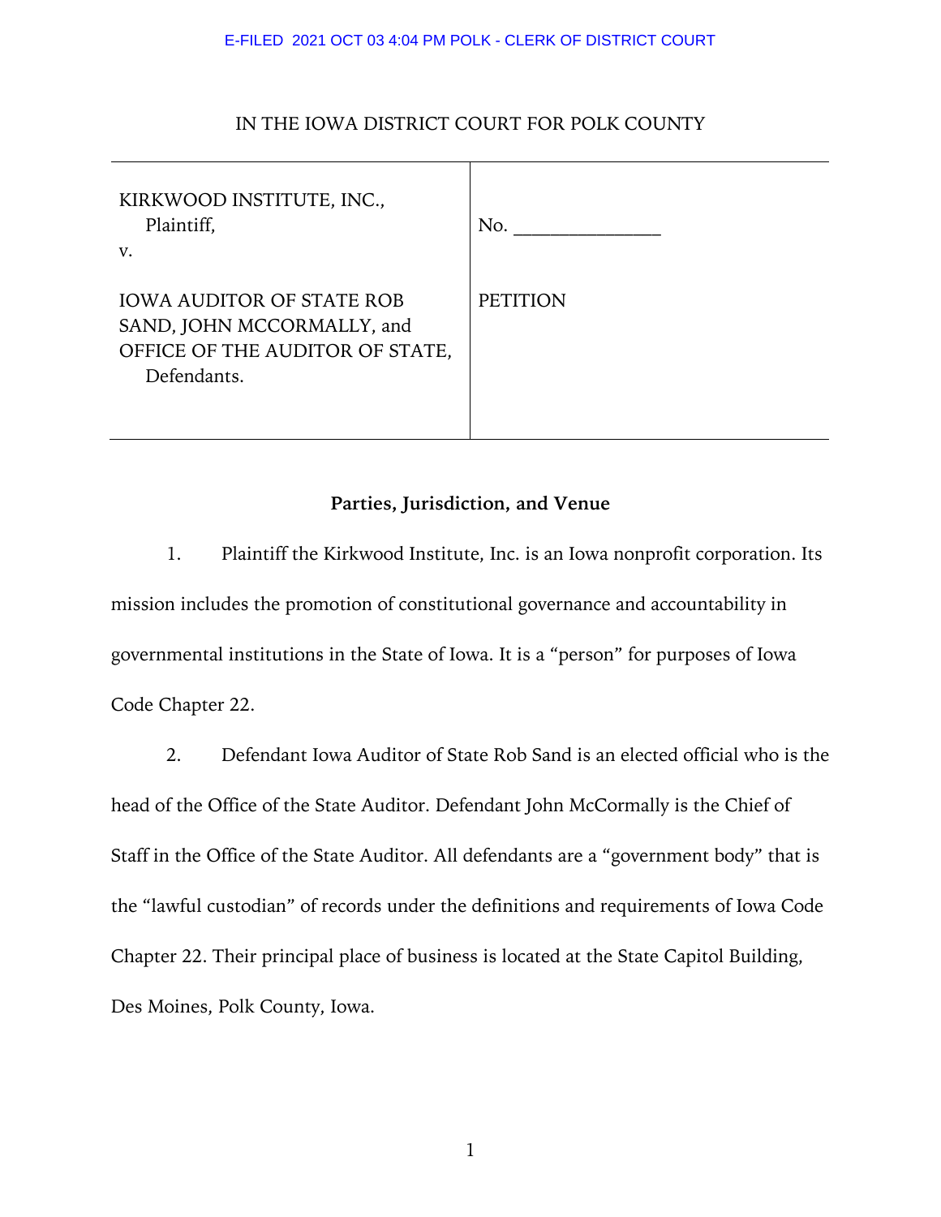E-FILED 2021 OCT 03 4:04 PM POLK - CLERK OF DISTRICT COURT

IN THE IOWA DISTRICT COURT FOR POLK COUNTY

| | |
|---|---|
| KIRKWOOD INSTITUTE, INC.,<br>Plaintiff,<br>v.<br><br>IOWA AUDITOR OF STATE ROB SAND, JOHN MCCORMALLY, and OFFICE OF THE AUDITOR OF STATE,<br>Defendants. | No. _______________<br><br><br>PETITION |

**Parties, Jurisdiction, and Venue**

1. Plaintiff the Kirkwood Institute, Inc. is an Iowa nonprofit corporation. Its mission includes the promotion of constitutional governance and accountability in governmental institutions in the State of Iowa. It is a "person" for purposes of Iowa Code Chapter 22.

2. Defendant Iowa Auditor of State Rob Sand is an elected official who is the head of the Office of the State Auditor. Defendant John McCormally is the Chief of Staff in the Office of the State Auditor. All defendants are a "government body" that is the "lawful custodian" of records under the definitions and requirements of Iowa Code Chapter 22. Their principal place of business is located at the State Capitol Building, Des Moines, Polk County, Iowa.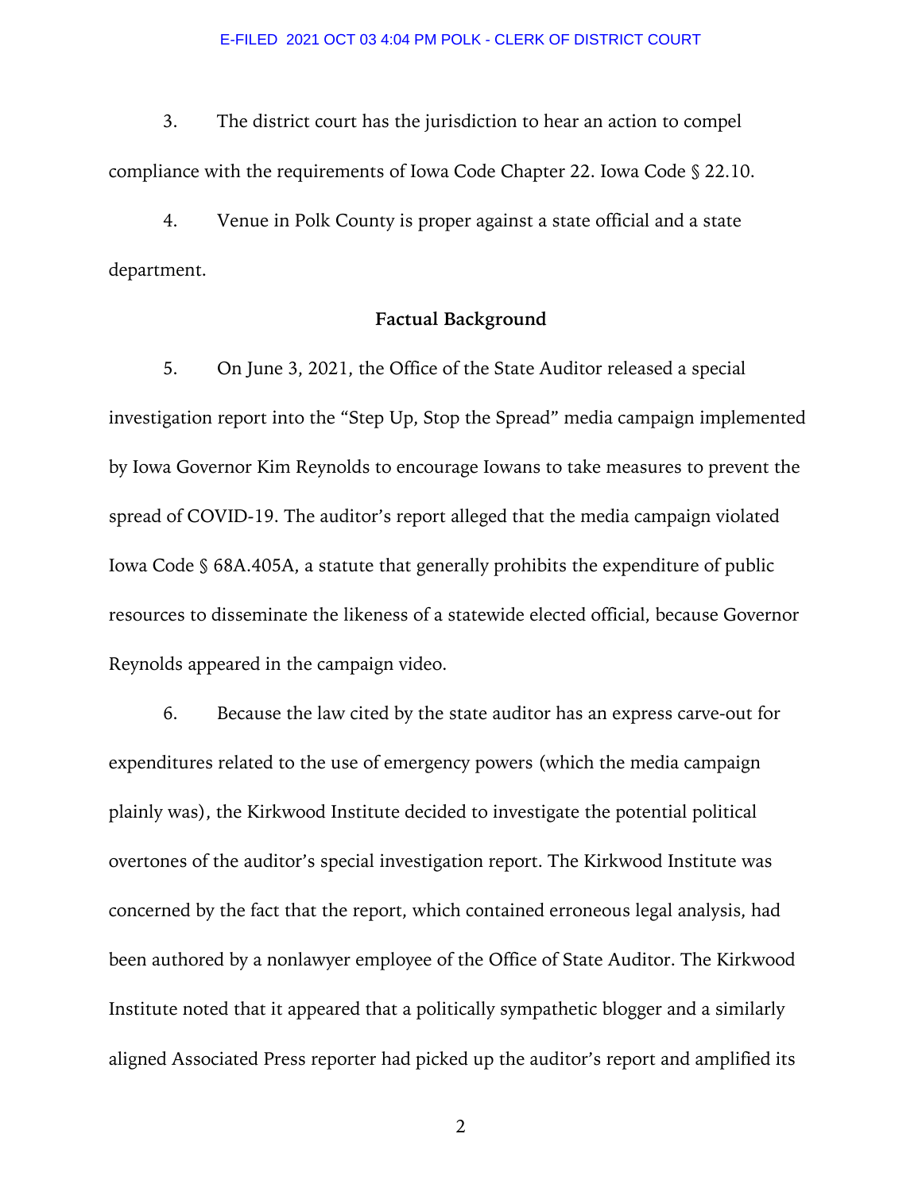3. The district court has the jurisdiction to hear an action to compel compliance with the requirements of Iowa Code Chapter 22. Iowa Code § 22.10.

4. Venue in Polk County is proper against a state official and a state department.

## Factual Background

5. On June 3, 2021, the Office of the State Auditor released a special investigation report into the "Step Up, Stop the Spread" media campaign implemented by Iowa Governor Kim Reynolds to encourage Iowans to take measures to prevent the spread of COVID-19. The auditor's report alleged that the media campaign violated Iowa Code § 68A.405A, a statute that generally prohibits the expenditure of public resources to disseminate the likeness of a statewide elected official, because Governor Reynolds appeared in the campaign video.

6. Because the law cited by the state auditor has an express carve-out for expenditures related to the use of emergency powers (which the media campaign plainly was), the Kirkwood Institute decided to investigate the potential political overtones of the auditor's special investigation report. The Kirkwood Institute was concerned by the fact that the report, which contained erroneous legal analysis, had been authored by a nonlawyer employee of the Office of State Auditor. The Kirkwood Institute noted that it appeared that a politically sympathetic blogger and a similarly aligned Associated Press reporter had picked up the auditor's report and amplified its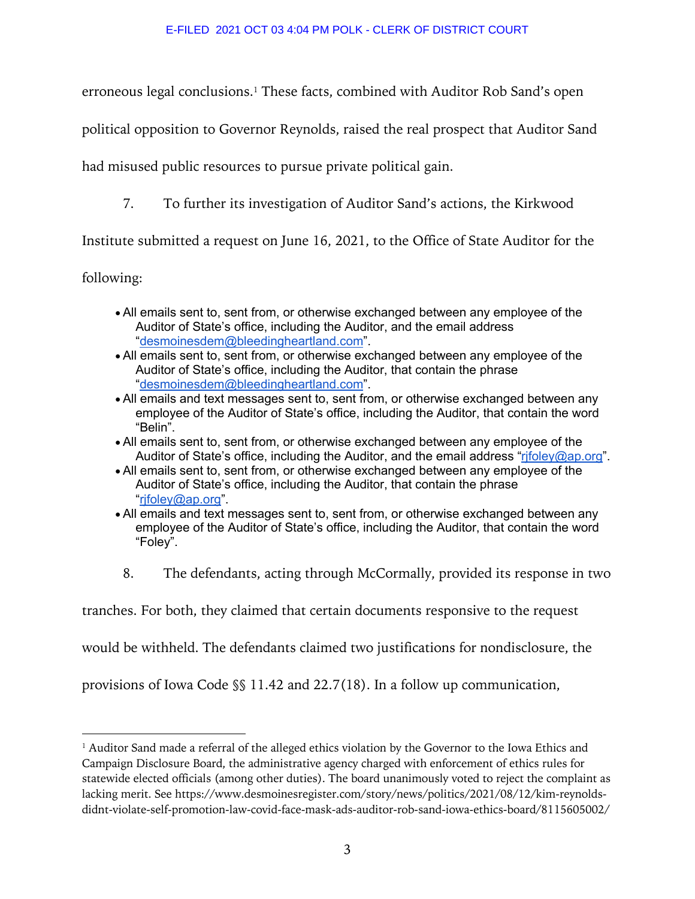erroneous legal conclusions.[1] These facts, combined with Auditor Rob Sand's open political opposition to Governor Reynolds, raised the real prospect that Auditor Sand had misused public resources to pursue private political gain.

7. To further its investigation of Auditor Sand's actions, the Kirkwood Institute submitted a request on June 16, 2021, to the Office of State Auditor for the following:

- All emails sent to, sent from, or otherwise exchanged between any employee of the Auditor of State's office, including the Auditor, and the email address "desmoinesdem@bleedingheartland.com".
- All emails sent to, sent from, or otherwise exchanged between any employee of the Auditor of State's office, including the Auditor, that contain the phrase "desmoinesdem@bleedingheartland.com".
- All emails and text messages sent to, sent from, or otherwise exchanged between any employee of the Auditor of State's office, including the Auditor, that contain the word "Belin".
- All emails sent to, sent from, or otherwise exchanged between any employee of the Auditor of State's office, including the Auditor, and the email address "rjfoley@ap.org".
- All emails sent to, sent from, or otherwise exchanged between any employee of the Auditor of State's office, including the Auditor, that contain the phrase "rjfoley@ap.org".
- All emails and text messages sent to, sent from, or otherwise exchanged between any employee of the Auditor of State's office, including the Auditor, that contain the word "Foley".

8. The defendants, acting through McCormally, provided its response in two tranches. For both, they claimed that certain documents responsive to the request would be withheld. The defendants claimed two justifications for nondisclosure, the provisions of Iowa Code §§ 11.42 and 22.7(18). In a follow up communication,

[1] Auditor Sand made a referral of the alleged ethics violation by the Governor to the Iowa Ethics and Campaign Disclosure Board, the administrative agency charged with enforcement of ethics rules for statewide elected officials (among other duties). The board unanimously voted to reject the complaint as lacking merit. See https://www.desmoinesregister.com/story/news/politics/2021/08/12/kim-reynolds-didnt-violate-self-promotion-law-covid-face-mask-ads-auditor-rob-sand-iowa-ethics-board/8115605002/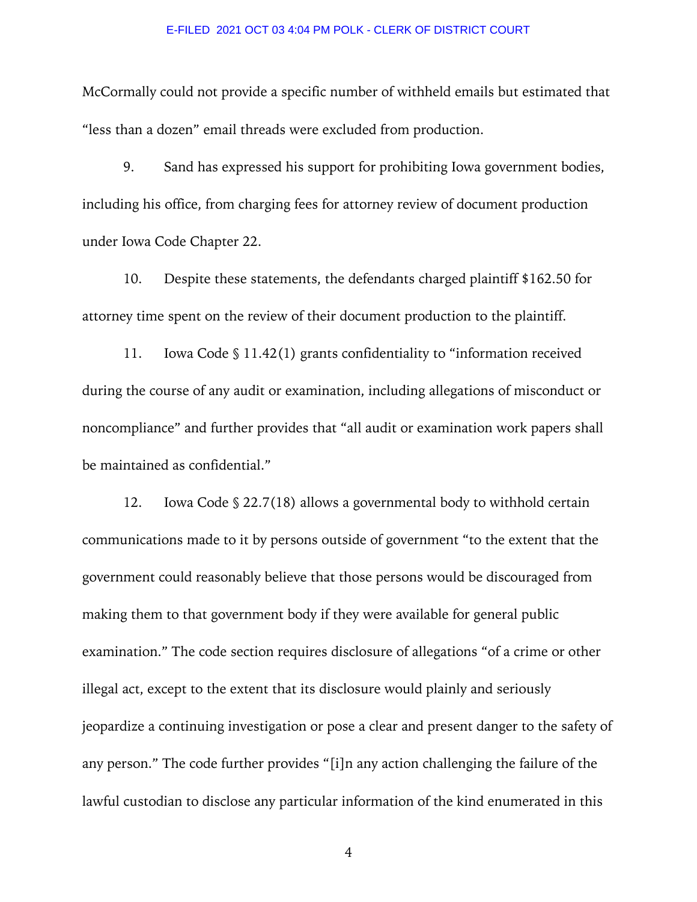McCormally could not provide a specific number of withheld emails but estimated that "less than a dozen" email threads were excluded from production.

9. Sand has expressed his support for prohibiting Iowa government bodies, including his office, from charging fees for attorney review of document production under Iowa Code Chapter 22.

10. Despite these statements, the defendants charged plaintiff $162.50 for attorney time spent on the review of their document production to the plaintiff.

11. Iowa Code § 11.42(1) grants confidentiality to "information received during the course of any audit or examination, including allegations of misconduct or noncompliance" and further provides that "all audit or examination work papers shall be maintained as confidential."

12. Iowa Code § 22.7(18) allows a governmental body to withhold certain communications made to it by persons outside of government "to the extent that the government could reasonably believe that those persons would be discouraged from making them to that government body if they were available for general public examination." The code section requires disclosure of allegations "of a crime or other illegal act, except to the extent that its disclosure would plainly and seriously jeopardize a continuing investigation or pose a clear and present danger to the safety of any person." The code further provides "[i]n any action challenging the failure of the lawful custodian to disclose any particular information of the kind enumerated in this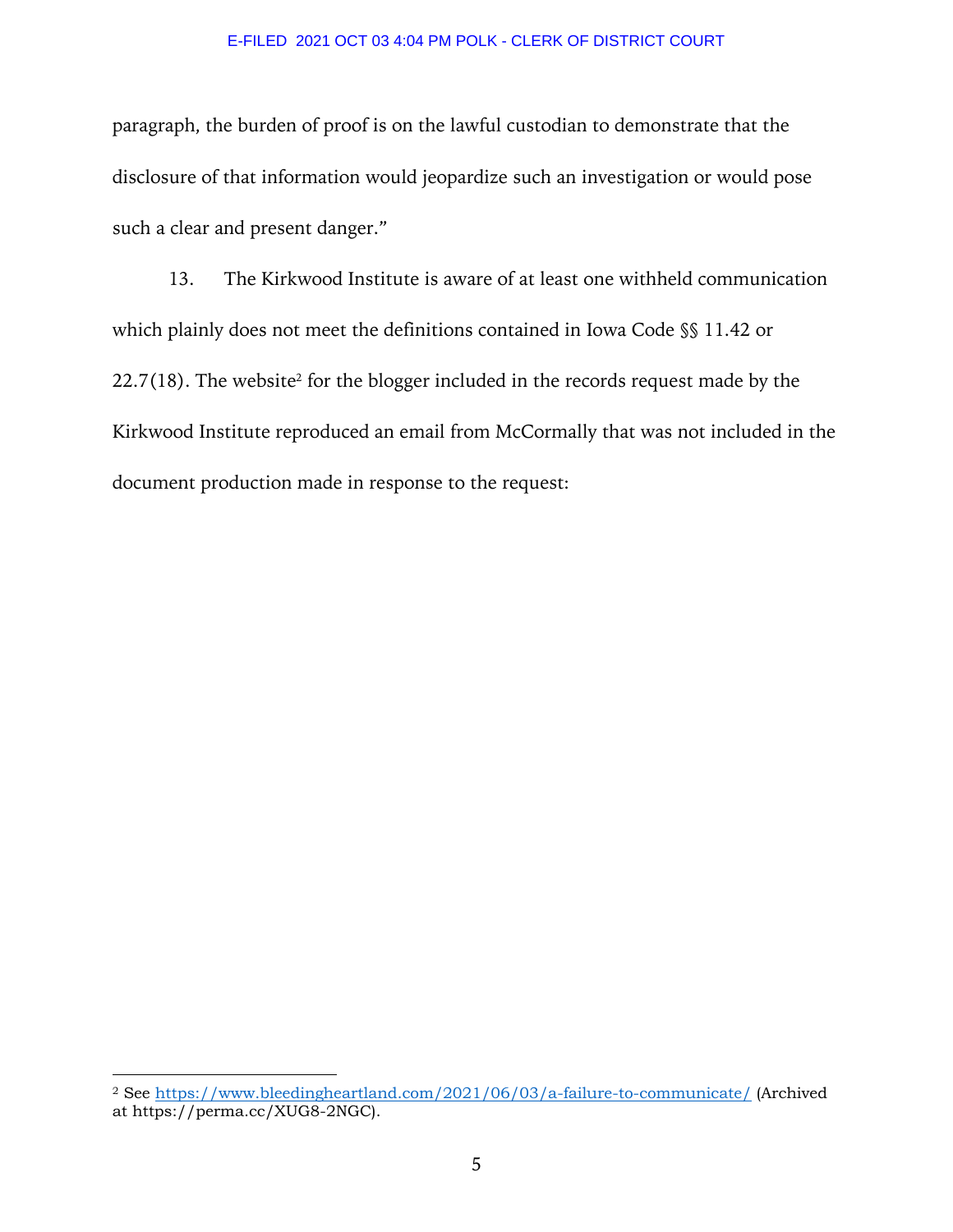paragraph, the burden of proof is on the lawful custodian to demonstrate that the disclosure of that information would jeopardize such an investigation or would pose such a clear and present danger."

13. The Kirkwood Institute is aware of at least one withheld communication which plainly does not meet the definitions contained in Iowa Code §§ 11.42 or 22.7(18). The website[2] for the blogger included in the records request made by the Kirkwood Institute reproduced an email from McCormally that was not included in the document production made in response to the request:

---

[2] See https://www.bleedingheartland.com/2021/06/03/a-failure-to-communicate/ (Archived at https://perma.cc/XUG8-2NGC).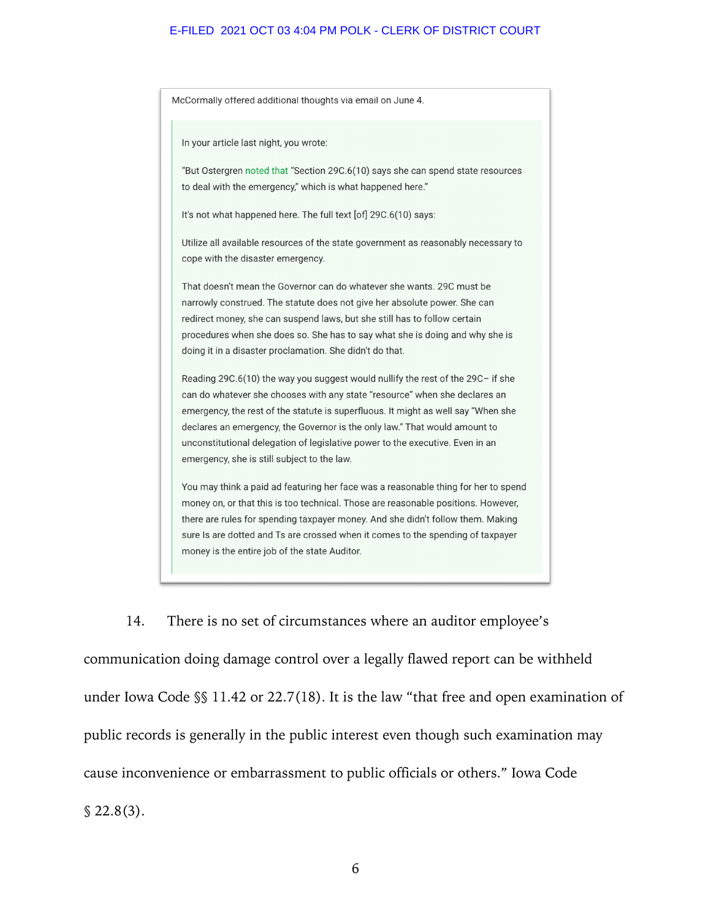McCormally offered additional thoughts via email on June 4.

> In your article last night, you wrote:
>
> "But Ostergren noted that "Section 29C.6(10) says she can spend state resources to deal with the emergency," which is what happened here."
>
> It's not what happened here. The full text [of] 29C.6(10) says:
>
> Utilize all available resources of the state government as reasonably necessary to cope with the disaster emergency.
>
> That doesn't mean the Governor can do whatever she wants. 29C must be narrowly construed. The statute does not give her absolute power. She can redirect money, she can suspend laws, but she still has to follow certain procedures when she does so. She has to say what she is doing and why she is doing it in a disaster proclamation. She didn't do that.
>
> Reading 29C.6(10) the way you suggest would nullify the rest of the 29C– if she can do whatever she chooses with any state "resource" when she declares an emergency, the rest of the statute is superfluous. It might as well say "When she declares an emergency, the Governor is the only law." That would amount to unconstitutional delegation of legislative power to the executive. Even in an emergency, she is still subject to the law.
>
> You may think a paid ad featuring her face was a reasonable thing for her to spend money on, or that this is too technical. Those are reasonable positions. However, there are rules for spending taxpayer money. And she didn't follow them. Making sure Is are dotted and Ts are crossed when it comes to the spending of taxpayer money is the entire job of the state Auditor.

14. There is no set of circumstances where an auditor employee's communication doing damage control over a legally flawed report can be withheld under Iowa Code §§ 11.42 or 22.7(18). It is the law "that free and open examination of public records is generally in the public interest even though such examination may cause inconvenience or embarrassment to public officials or others." Iowa Code § 22.8(3).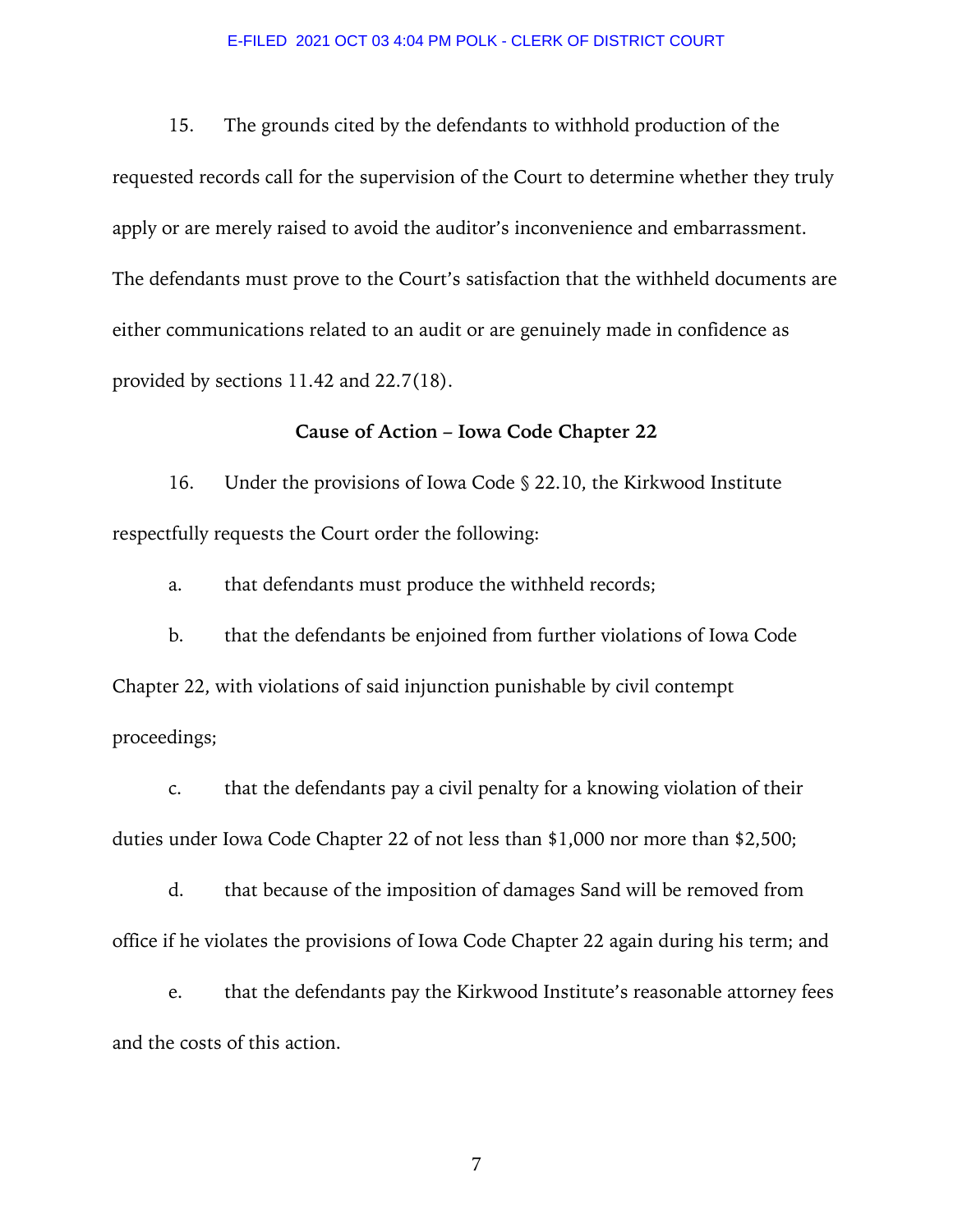15. The grounds cited by the defendants to withhold production of the requested records call for the supervision of the Court to determine whether they truly apply or are merely raised to avoid the auditor's inconvenience and embarrassment. The defendants must prove to the Court's satisfaction that the withheld documents are either communications related to an audit or are genuinely made in confidence as provided by sections 11.42 and 22.7(18).

**Cause of Action – Iowa Code Chapter 22**

16. Under the provisions of Iowa Code § 22.10, the Kirkwood Institute respectfully requests the Court order the following:

a. that defendants must produce the withheld records;

b. that the defendants be enjoined from further violations of Iowa Code Chapter 22, with violations of said injunction punishable by civil contempt proceedings;

c. that the defendants pay a civil penalty for a knowing violation of their duties under Iowa Code Chapter 22 of not less than $1,000 nor more than $2,500;

d. that because of the imposition of damages Sand will be removed from office if he violates the provisions of Iowa Code Chapter 22 again during his term; and

e. that the defendants pay the Kirkwood Institute's reasonable attorney fees and the costs of this action.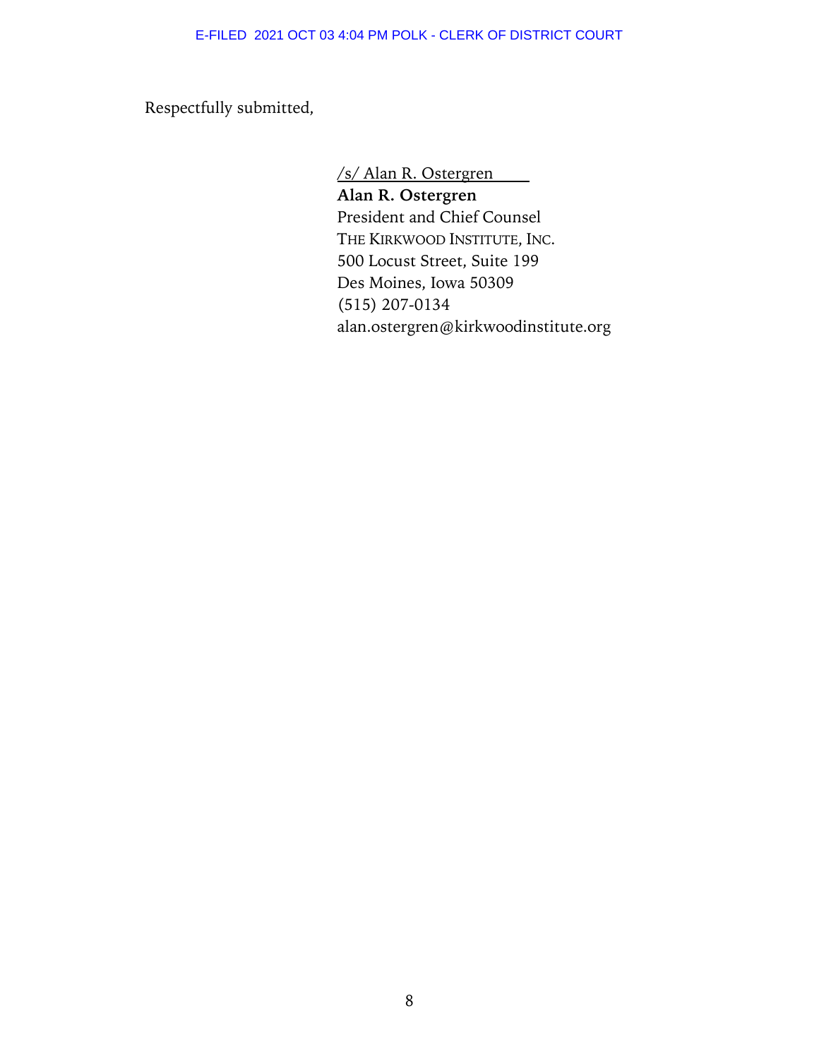Respectfully submitted,

/s/ Alan R. Ostergren
**Alan R. Ostergren**
President and Chief Counsel
THE KIRKWOOD INSTITUTE, INC.
500 Locust Street, Suite 199
Des Moines, Iowa 50309
(515) 207-0134
alan.ostergren@kirkwoodinstitute.org